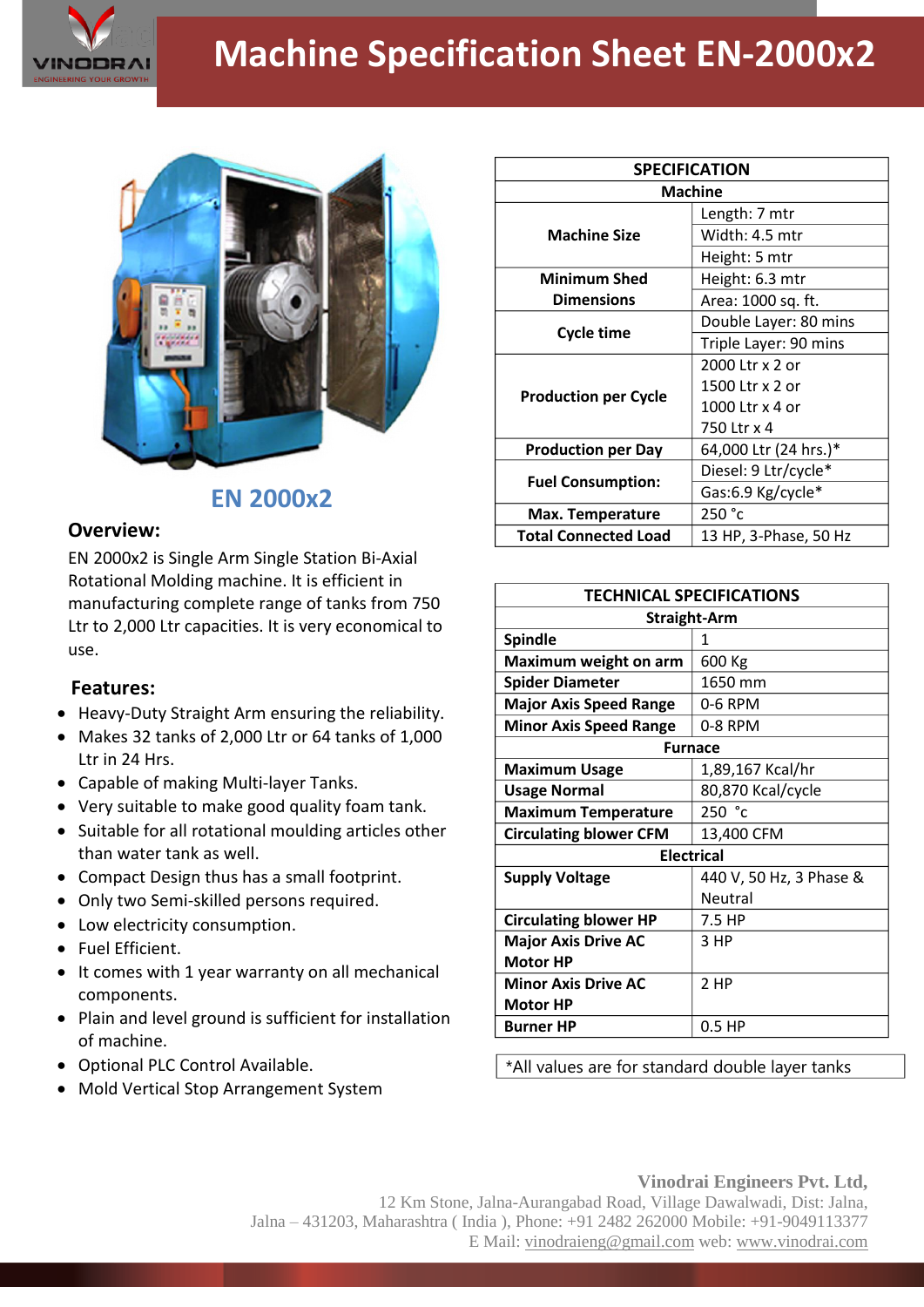# Machine Specification Sheet EN-2000x2

## EN 2000x2

### Overview:

EN 2000x2 is Single Arm Single Station Bi-Axial Rotational Molding machine. It is efficient in manufacturing complete range of tanks from 750 Ltr to 2,000 Ltr capacities. It is very economical to use.

### Features:

- Heavy-Duty Straight Arm ensuring the reliability.
- Makes 32 tanks of 2,000 Ltr or 64 tanks of 1,000 Ltr in 24 Hrs.
- Capable of making Multi-layer Tanks.
- Very suitable to make good quality foam tank.
- Suitable for all rotational moulding articles other than water tank as well.
- Compact Design thus has a small footprint.
- Only two Semi-skilled persons required.
- Low electricity consumption.
- Fuel Efficient.
- It comes with 1 year warranty on all mechanical components.
- Plain and level ground is sufficient for installation of machine.
- Optional PLC Control Available.
- Mold Vertical Stop Arrangement System

| SPECIFICATION | |
|---|---|
| **Machine** | |
| **Machine Size** | Length: 7 mtr<br>Width: 4.5 mtr<br>Height: 5 mtr |
| **Minimum Shed Dimensions** | Height: 6.3 mtr<br>Area: 1000 sq. ft. |
| **Cycle time** | Double Layer: 80 mins<br>Triple Layer: 90 mins |
| **Production per Cycle** | 2000 Ltr x 2 or<br>1500 Ltr x 2 or<br>1000 Ltr x 4 or<br>750 Ltr x 4 |
| **Production per Day** | 64,000 Ltr (24 hrs.)* |
| **Fuel Consumption:** | Diesel: 9 Ltr/cycle*<br>Gas:6.9 Kg/cycle* |
| **Max. Temperature** | 250 °c |
| **Total Connected Load** | 13 HP, 3-Phase, 50 Hz |

| TECHNICAL SPECIFICATIONS | |
|---|---|
| **Straight-Arm** | |
| **Spindle** | 1 |
| **Maximum weight on arm** | 600 Kg |
| **Spider Diameter** | 1650 mm |
| **Major Axis Speed Range** | 0-6 RPM |
| **Minor Axis Speed Range** | 0-8 RPM |
| **Furnace** | |
| **Maximum Usage** | 1,89,167 Kcal/hr |
| **Usage Normal** | 80,870 Kcal/cycle |
| **Maximum Temperature** | 250 °c |
| **Circulating blower CFM** | 13,400 CFM |
| **Electrical** | |
| **Supply Voltage** | 440 V, 50 Hz, 3 Phase & Neutral |
| **Circulating blower HP** | 7.5 HP |
| **Major Axis Drive AC Motor HP** | 3 HP |
| **Minor Axis Drive AC Motor HP** | 2 HP |
| **Burner HP** | 0.5 HP |

*All values are for standard double layer tanks

**Vinodrai Engineers Pvt. Ltd,**
12 Km Stone, Jalna-Aurangabad Road, Village Dawalwadi, Dist: Jalna,
Jalna – 431203, Maharashtra ( India ), Phone: +91 2482 262000 Mobile: +91-9049113377
E Mail: vinodraieng@gmail.com web: www.vinodrai.com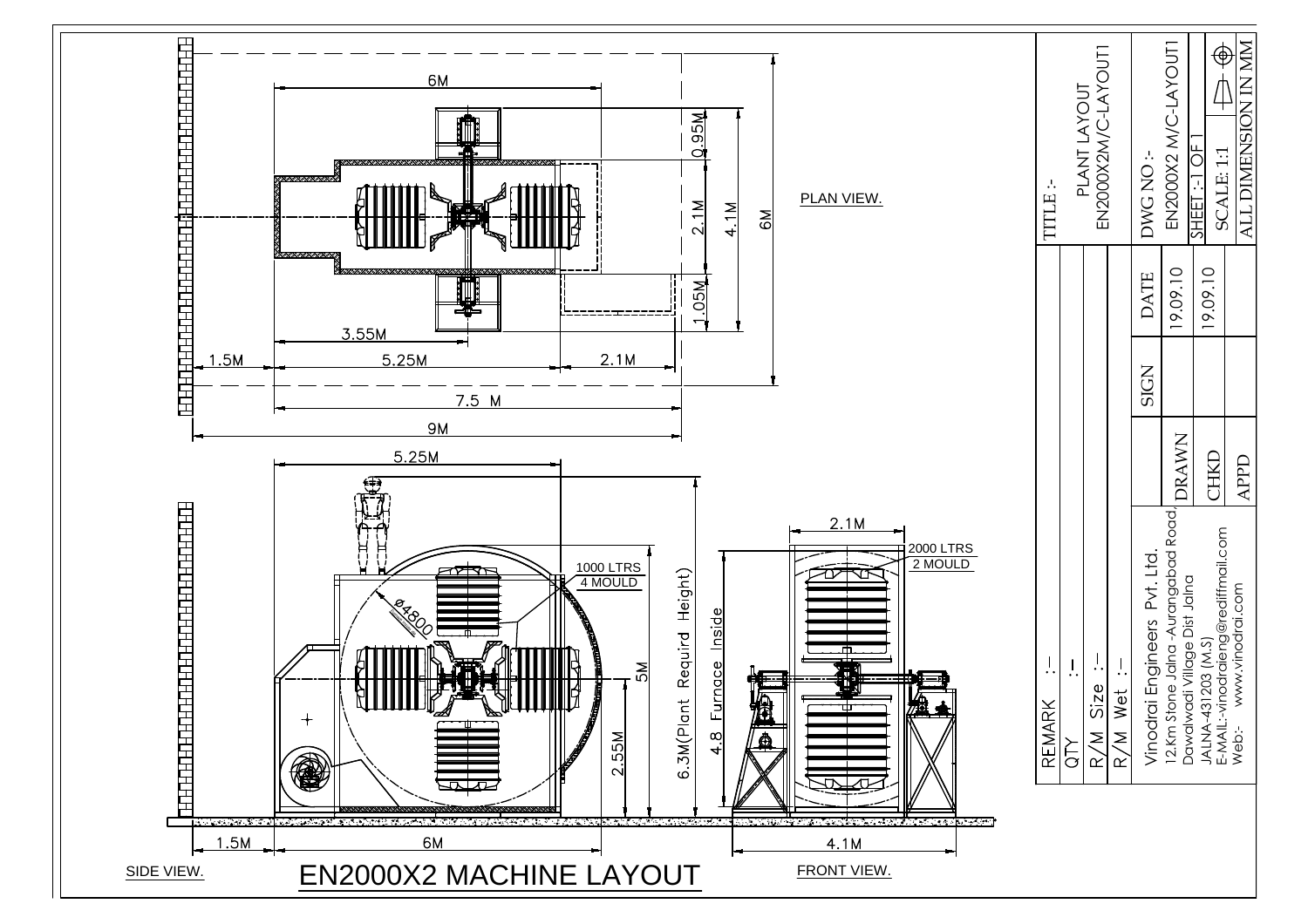# EN2000X2 MACHINE LAYOUT

PLAN VIEW.

6M
0.95M
2.1M
4.1M
6M
1.05M
3.55M
1.5M
5.25M
2.1M
7.5 M
9M

SIDE VIEW.

5.25M
1000 LTRS
4 MOULD
ø4800
5M
2.55M
6.3M(Plant Requird Height)
1.5M
6M

FRONT VIEW.

2.1M
2000 LTRS
2 MOULD
4.8 Furnace Inside
4.1M

| | | | | |
|---|---|---|---|---|
| TITLE :- PLANT LAYOUT EN2000X2M/C-LAYOUT1 | | | | |
| | | | | |
| | | | | |
| DWG NO :- EN2000X2 M/C-LAYOUT1 | | DATE | SIGN | |
| | | 19.09.10 | | DRAWN |
| SHEET :-1 OF 1 | | 19.09.10 | | CHKD |
| SCALE: 1:1 | | | | APPD |
| ALL DIMENSION IN MM | | | | |

REMARK :-
QTY :-
R/M Size :-
R/M Wet :-

Vinodrai Engineers Pvt. Ltd.
12 Km Stone Jalna -Aurangabad Road, Dawalwadi Village Dist Jalna
JALNA-431203 (M.S)
E-MAIL:-vinodraieng@rediffmail.com
Web:- www.vinodrai.com